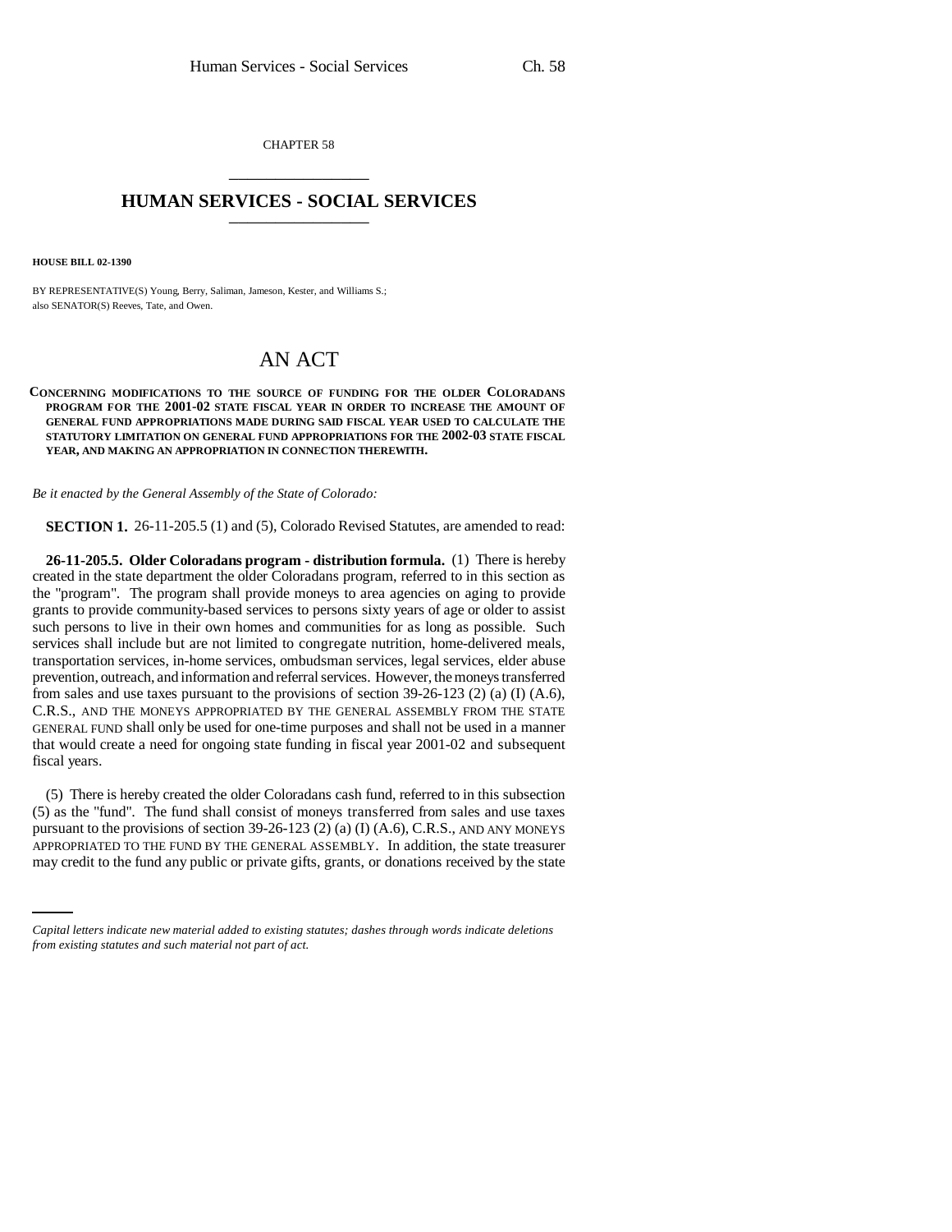CHAPTER 58

# HUMAN SERVICES - SOCIAL SERVICES

**HOUSE BILL 02-1390**

BY REPRESENTATIVE(S) Young, Berry, Saliman, Jameson, Kester, and Williams S.; also SENATOR(S) Reeves, Tate, and Owen.

## AN ACT

**CONCERNING MODIFICATIONS TO THE SOURCE OF FUNDING FOR THE OLDER COLORADANS PROGRAM FOR THE 2001-02 STATE FISCAL YEAR IN ORDER TO INCREASE THE AMOUNT OF GENERAL FUND APPROPRIATIONS MADE DURING SAID FISCAL YEAR USED TO CALCULATE THE STATUTORY LIMITATION ON GENERAL FUND APPROPRIATIONS FOR THE 2002-03 STATE FISCAL YEAR, AND MAKING AN APPROPRIATION IN CONNECTION THEREWITH.**

*Be it enacted by the General Assembly of the State of Colorado:*

**SECTION 1.** 26-11-205.5 (1) and (5), Colorado Revised Statutes, are amended to read:

**26-11-205.5. Older Coloradans program - distribution formula.** (1) There is hereby created in the state department the older Coloradans program, referred to in this section as the "program". The program shall provide moneys to area agencies on aging to provide grants to provide community-based services to persons sixty years of age or older to assist such persons to live in their own homes and communities for as long as possible. Such services shall include but are not limited to congregate nutrition, home-delivered meals, transportation services, in-home services, ombudsman services, legal services, elder abuse prevention, outreach, and information and referral services. However, the moneys transferred from sales and use taxes pursuant to the provisions of section 39-26-123 (2) (a) (I) (A.6), C.R.S., AND THE MONEYS APPROPRIATED BY THE GENERAL ASSEMBLY FROM THE STATE GENERAL FUND shall only be used for one-time purposes and shall not be used in a manner that would create a need for ongoing state funding in fiscal year 2001-02 and subsequent fiscal years.

(5) There is hereby created the older Coloradans cash fund, referred to in this subsection (5) as the "fund". The fund shall consist of moneys transferred from sales and use taxes pursuant to the provisions of section 39-26-123 (2) (a) (I) (A.6), C.R.S., AND ANY MONEYS APPROPRIATED TO THE FUND BY THE GENERAL ASSEMBLY. In addition, the state treasurer may credit to the fund any public or private gifts, grants, or donations received by the state

*Capital letters indicate new material added to existing statutes; dashes through words indicate deletions from existing statutes and such material not part of act.*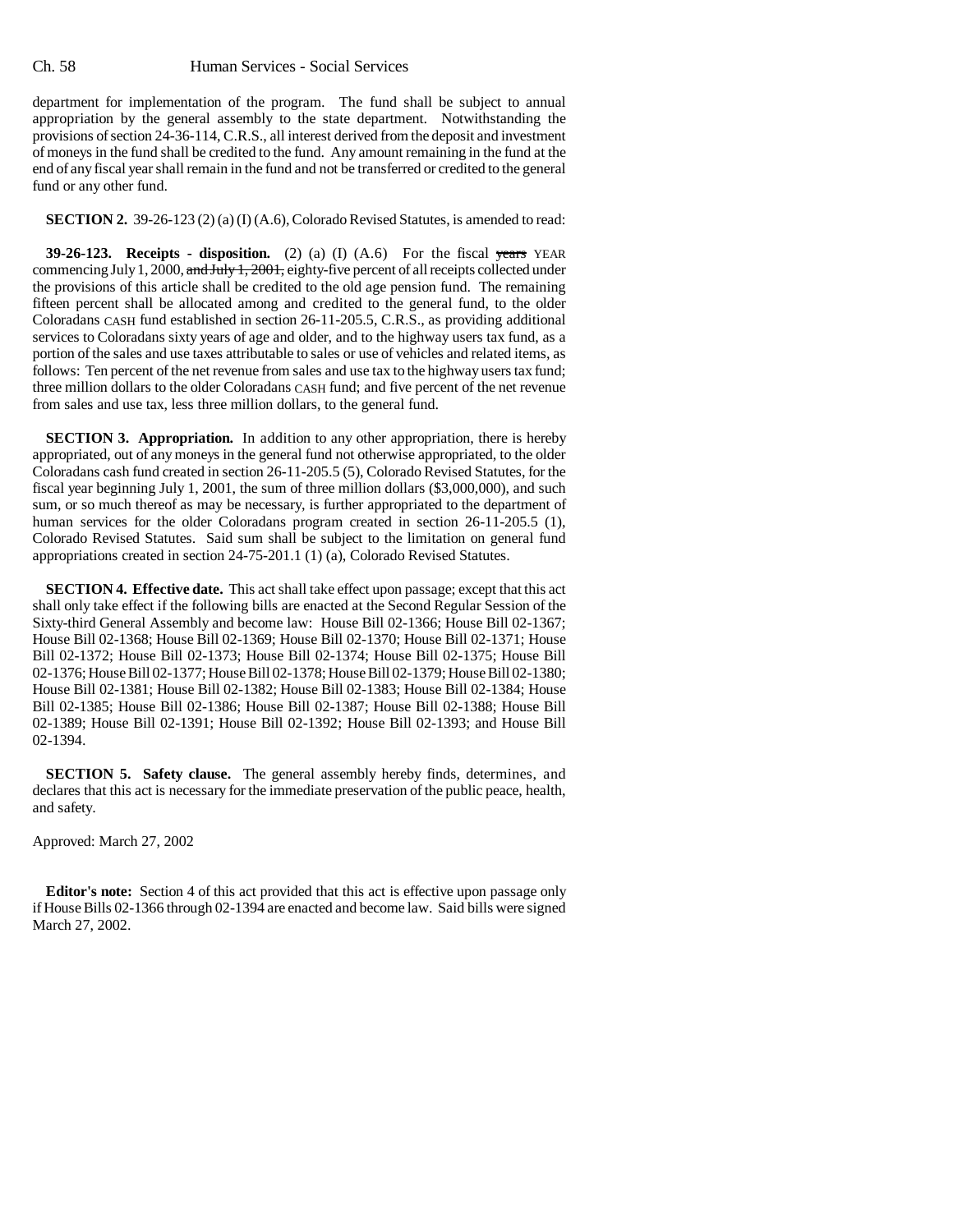department for implementation of the program. The fund shall be subject to annual appropriation by the general assembly to the state department. Notwithstanding the provisions of section 24-36-114, C.R.S., all interest derived from the deposit and investment of moneys in the fund shall be credited to the fund. Any amount remaining in the fund at the end of any fiscal year shall remain in the fund and not be transferred or credited to the general fund or any other fund.

**SECTION 2.** 39-26-123 (2) (a) (I) (A.6), Colorado Revised Statutes, is amended to read:

**39-26-123. Receipts - disposition.** (2) (a) (I) (A.6) For the fiscal ~~years~~ YEAR commencing July 1, 2000, ~~and July 1, 2001,~~ eighty-five percent of all receipts collected under the provisions of this article shall be credited to the old age pension fund. The remaining fifteen percent shall be allocated among and credited to the general fund, to the older Coloradans CASH fund established in section 26-11-205.5, C.R.S., as providing additional services to Coloradans sixty years of age and older, and to the highway users tax fund, as a portion of the sales and use taxes attributable to sales or use of vehicles and related items, as follows: Ten percent of the net revenue from sales and use tax to the highway users tax fund; three million dollars to the older Coloradans CASH fund; and five percent of the net revenue from sales and use tax, less three million dollars, to the general fund.

**SECTION 3. Appropriation.** In addition to any other appropriation, there is hereby appropriated, out of any moneys in the general fund not otherwise appropriated, to the older Coloradans cash fund created in section 26-11-205.5 (5), Colorado Revised Statutes, for the fiscal year beginning July 1, 2001, the sum of three million dollars ($3,000,000), and such sum, or so much thereof as may be necessary, is further appropriated to the department of human services for the older Coloradans program created in section 26-11-205.5 (1), Colorado Revised Statutes. Said sum shall be subject to the limitation on general fund appropriations created in section 24-75-201.1 (1) (a), Colorado Revised Statutes.

**SECTION 4. Effective date.** This act shall take effect upon passage; except that this act shall only take effect if the following bills are enacted at the Second Regular Session of the Sixty-third General Assembly and become law: House Bill 02-1366; House Bill 02-1367; House Bill 02-1368; House Bill 02-1369; House Bill 02-1370; House Bill 02-1371; House Bill 02-1372; House Bill 02-1373; House Bill 02-1374; House Bill 02-1375; House Bill 02-1376; House Bill 02-1377; House Bill 02-1378; House Bill 02-1379; House Bill 02-1380; House Bill 02-1381; House Bill 02-1382; House Bill 02-1383; House Bill 02-1384; House Bill 02-1385; House Bill 02-1386; House Bill 02-1387; House Bill 02-1388; House Bill 02-1389; House Bill 02-1391; House Bill 02-1392; House Bill 02-1393; and House Bill 02-1394.

**SECTION 5. Safety clause.** The general assembly hereby finds, determines, and declares that this act is necessary for the immediate preservation of the public peace, health, and safety.

Approved: March 27, 2002

**Editor's note:** Section 4 of this act provided that this act is effective upon passage only if House Bills 02-1366 through 02-1394 are enacted and become law. Said bills were signed March 27, 2002.